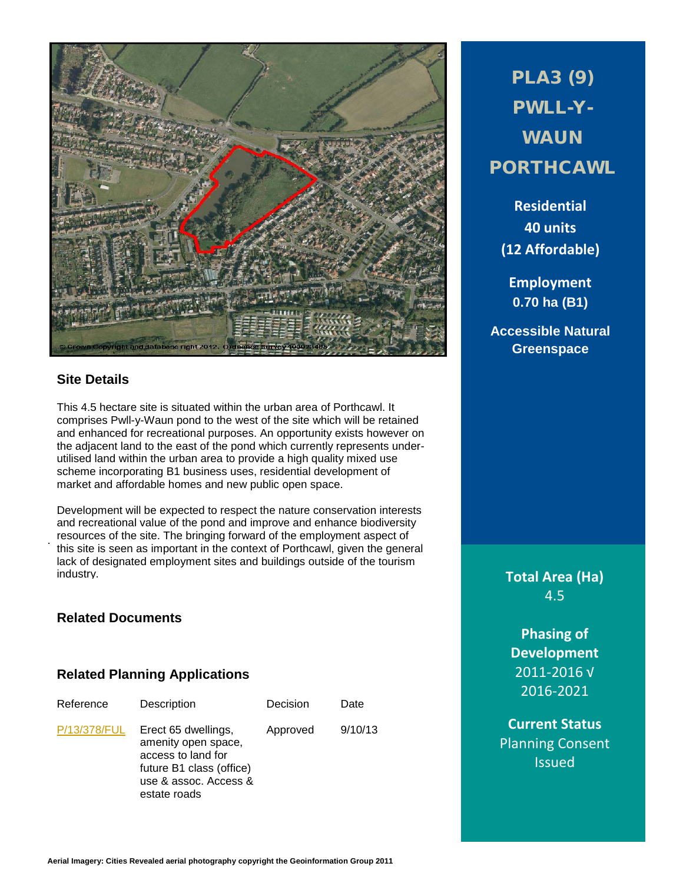# PLA3 (9) PWLL-Y-WAUN PORTHCAWL

**Residential**
**40 units**
**(12 Affordable)**

**Employment**
**0.70 ha (B1)**

**Accessible Natural Greenspace**

## Site Details

This 4.5 hectare site is situated within the urban area of Porthcawl. It comprises Pwll-y-Waun pond to the west of the site which will be retained and enhanced for recreational purposes. An opportunity exists however on the adjacent land to the east of the pond which currently represents under-utilised land within the urban area to provide a high quality mixed use scheme incorporating B1 business uses, residential development of market and affordable homes and new public open space.

Development will be expected to respect the nature conservation interests and recreational value of the pond and improve and enhance biodiversity resources of the site. The bringing forward of the employment aspect of this site is seen as important in the context of Porthcawl, given the general lack of designated employment sites and buildings outside of the tourism industry.

## Related Documents

## Related Planning Applications

| Reference | Description | Decision | Date |
|---|---|---|---|
| P/13/378/FUL | Erect 65 dwellings, amenity open space, access to land for future B1 class (office) use & assoc. Access & estate roads | Approved | 9/10/13 |

**Total Area (Ha)**
4.5

**Phasing of Development**
2011-2016 √
2016-2021

**Current Status**
Planning Consent Issued

Aerial Imagery: Cities Revealed aerial photography copyright the Geoinformation Group 2011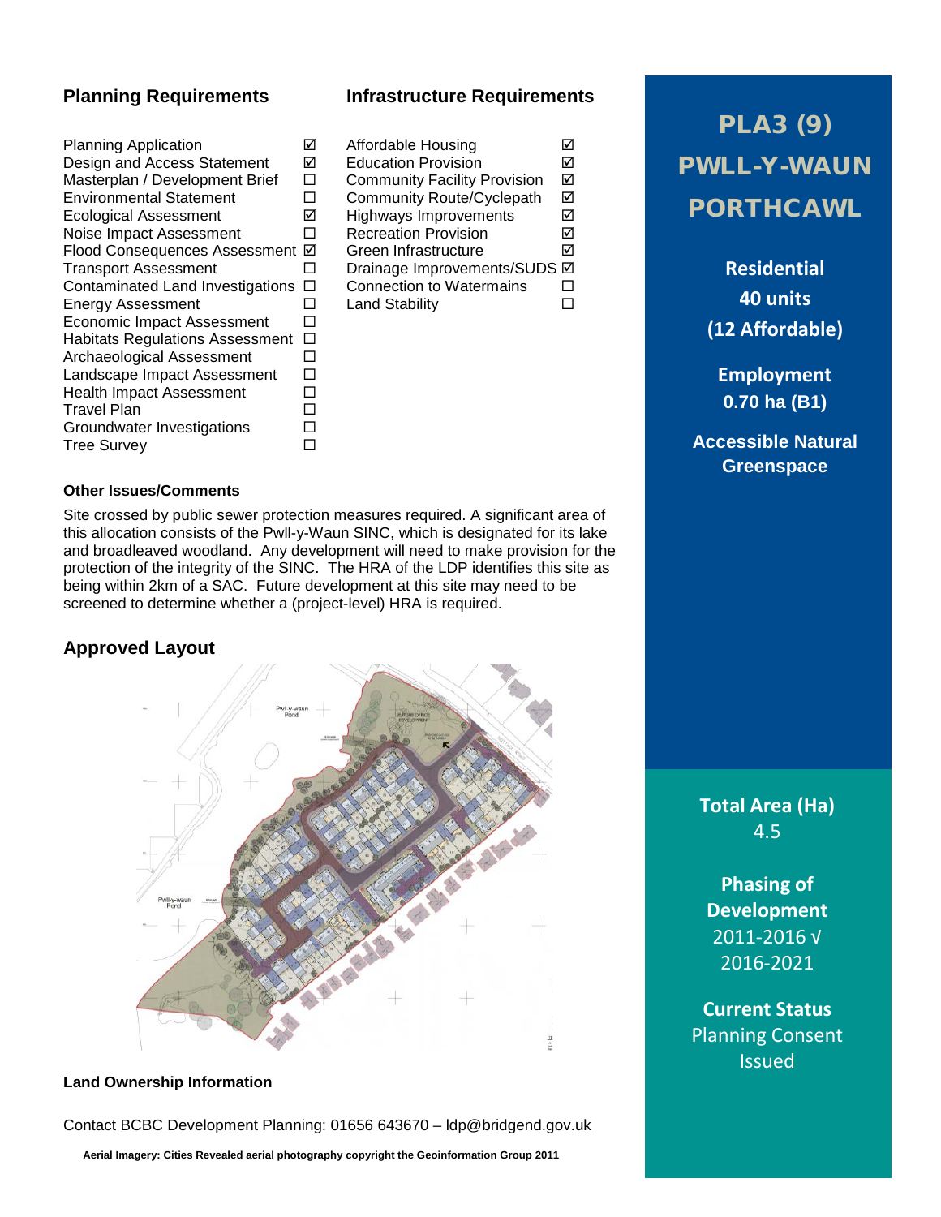## Planning Requirements

| | |
|---|---|
| Planning Application | ☑ |
| Design and Access Statement | ☑ |
| Masterplan / Development Brief | ☐ |
| Environmental Statement | ☐ |
| Ecological Assessment | ☑ |
| Noise Impact Assessment | ☐ |
| Flood Consequences Assessment | ☑ |
| Transport Assessment | ☐ |
| Contaminated Land Investigations | ☐ |
| Energy Assessment | ☐ |
| Economic Impact Assessment | ☐ |
| Habitats Regulations Assessment | ☐ |
| Archaeological Assessment | ☐ |
| Landscape Impact Assessment | ☐ |
| Health Impact Assessment | ☐ |
| Travel Plan | ☐ |
| Groundwater Investigations | ☐ |
| Tree Survey | ☐ |

## Infrastructure Requirements

| | |
|---|---|
| Affordable Housing | ☑ |
| Education Provision | ☑ |
| Community Facility Provision | ☑ |
| Community Route/Cyclepath | ☑ |
| Highways Improvements | ☑ |
| Recreation Provision | ☑ |
| Green Infrastructure | ☑ |
| Drainage Improvements/SUDS | ☑ |
| Connection to Watermains | ☐ |
| Land Stability | ☐ |

# PLA3 (9) PWLL-Y-WAUN PORTHCAWL

**Residential**
**40 units**
**(12 Affordable)**

**Employment**
**0.70 ha (B1)**

**Accessible Natural Greenspace**

**Total Area (Ha)**
4.5

**Phasing of Development**
2011-2016 √
2016-2021

**Current Status**
Planning Consent Issued

### Other Issues/Comments

Site crossed by public sewer protection measures required. A significant area of this allocation consists of the Pwll-y-Waun SINC, which is designated for its lake and broadleaved woodland. Any development will need to make provision for the protection of the integrity of the SINC. The HRA of the LDP identifies this site as being within 2km of a SAC. Future development at this site may need to be screened to determine whether a (project-level) HRA is required.

## Approved Layout

### Land Ownership Information

Contact BCBC Development Planning: 01656 643670 – ldp@bridgend.gov.uk

**Aerial Imagery: Cities Revealed aerial photography copyright the Geoinformation Group 2011**